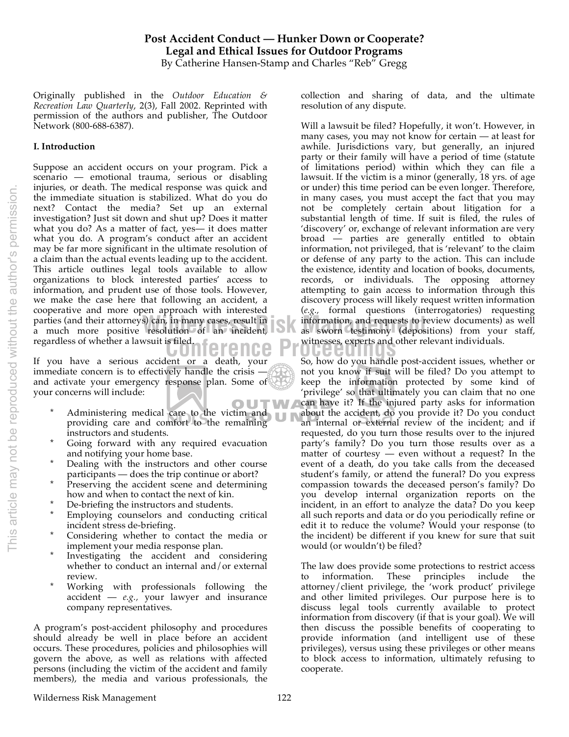# Post Accident Conduct — Hunker Down or Cooperate? Legal and Ethical Issues for Outdoor Programs

By Catherine Hansen-Stamp and Charles "Reb" Gregg

Originally published in the *Outdoor Education & Recreation Law Quarterly*, 2(3), Fall 2002. Reprinted with permission of the authors and publisher, The Outdoor Network (800-688-6387).

## I. Introduction

Suppose an accident occurs on your program. Pick a scenario — emotional trauma, serious or disabling injuries, or death. The medical response was quick and the immediate situation is stabilized. What do you do next? Contact the media? Set up an external investigation? Just sit down and shut up? Does it matter what you do? As a matter of fact, yes— it does matter what you do. A program's conduct after an accident may be far more significant in the ultimate resolution of a claim than the actual events leading up to the accident. This article outlines legal tools available to allow organizations to block interested parties' access to information, and prudent use of those tools. However, we make the case here that following an accident, a cooperative and more open approach with interested parties (and their attorneys) can, in many cases, result in a much more positive resolution of an incident, regardless of whether a lawsuit is filed.

If you have a serious accident or a death, your immediate concern is to effectively handle the crisis — and activate your emergency response plan. Some of your concerns will include:

* Administering medical care to the victim and providing care and comfort to the remaining instructors and students.
* Going forward with any required evacuation and notifying your home base.
* Dealing with the instructors and other course participants — does the trip continue or abort?
* Preserving the accident scene and determining how and when to contact the next of kin.
* De-briefing the instructors and students.
* Employing counselors and conducting critical incident stress de-briefing.
* Considering whether to contact the media or implement your media response plan.
* Investigating the accident and considering whether to conduct an internal and/or external review.
* Working with professionals following the accident — *e.g.*, your lawyer and insurance company representatives.

A program's post-accident philosophy and procedures should already be well in place before an accident occurs. These procedures, policies and philosophies will govern the above, as well as relations with affected persons (including the victim of the accident and family members), the media and various professionals, the collection and sharing of data, and the ultimate resolution of any dispute.

Will a lawsuit be filed? Hopefully, it won't. However, in many cases, you may not know for certain — at least for awhile. Jurisdictions vary, but generally, an injured party or their family will have a period of time (statute of limitations period) within which they can file a lawsuit. If the victim is a minor (generally, 18 yrs. of age or under) this time period can be even longer. Therefore, in many cases, you must accept the fact that you may not be completely certain about litigation for a substantial length of time. If suit is filed, the rules of 'discovery' or, exchange of relevant information are very broad — parties are generally entitled to obtain information, not privileged, that is 'relevant' to the claim or defense of any party to the action. This can include the existence, identity and location of books, documents, records, or individuals. The opposing attorney attempting to gain access to information through this discovery process will likely request written information (*e.g.*, formal questions (interrogatories) requesting information, and requests to review documents) as well as sworn testimony (depositions) from your staff, witnesses, experts and other relevant individuals.

So, how do you handle post-accident issues, whether or not you know if suit will be filed? Do you attempt to keep the information protected by some kind of 'privilege' so that ultimately you can claim that no one can have it? If the injured party asks for information about the accident, do you provide it? Do you conduct an internal or external review of the incident; and if requested, do you turn those results over to the injured party's family? Do you turn those results over as a matter of courtesy — even without a request? In the event of a death, do you take calls from the deceased student's family, or attend the funeral? Do you express compassion towards the deceased person's family? Do you develop internal organization reports on the incident, in an effort to analyze the data? Do you keep all such reports and data or do you periodically refine or edit it to reduce the volume? Would your response (to the incident) be different if you knew for sure that suit would (or wouldn't) be filed?

The law does provide some protections to restrict access to information. These principles include the attorney/client privilege, the 'work product' privilege and other limited privileges. Our purpose here is to discuss legal tools currently available to protect information from discovery (if that is your goal). We will then discuss the possible benefits of cooperating to provide information (and intelligent use of these privileges), versus using these privileges or other means to block access to information, ultimately refusing to cooperate.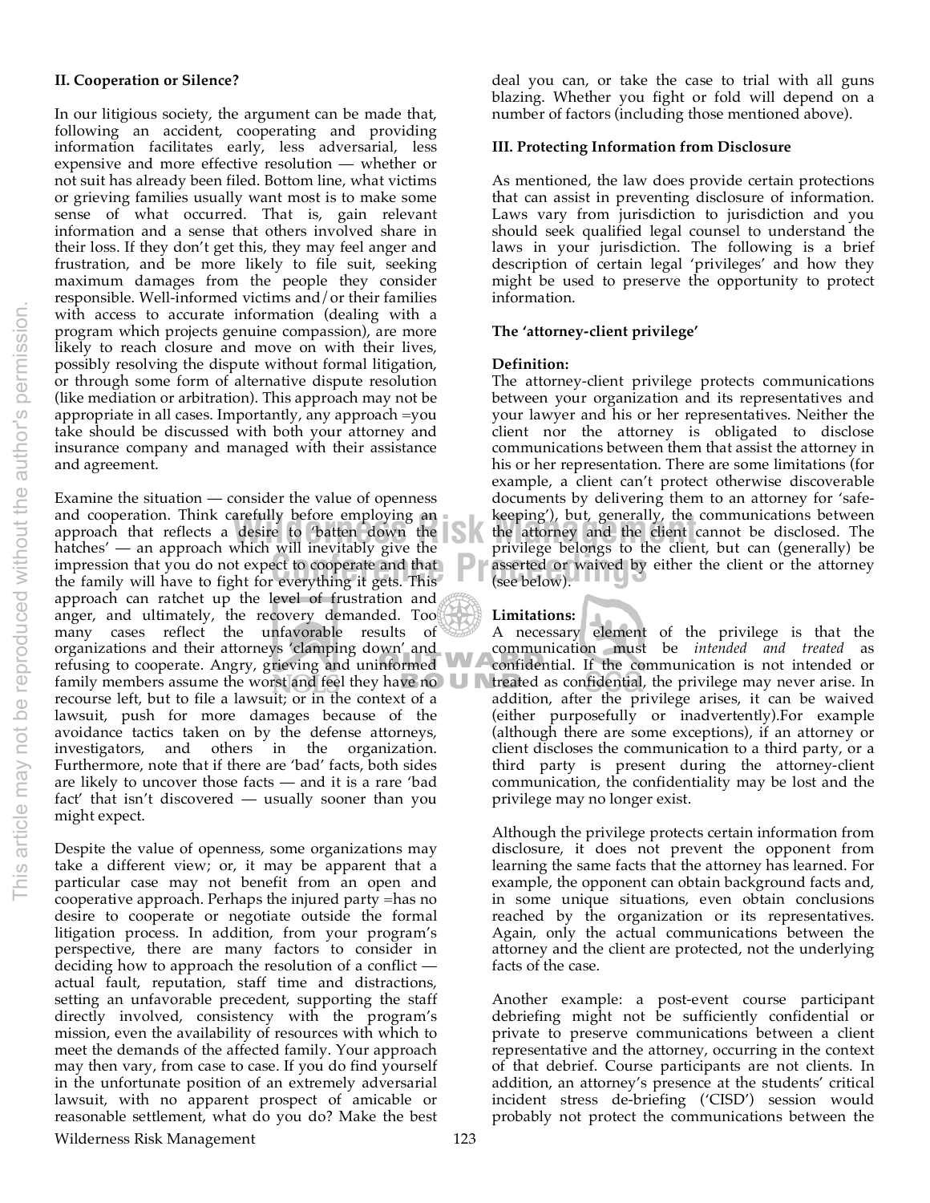## II. Cooperation or Silence?

In our litigious society, the argument can be made that, following an accident, cooperating and providing information facilitates early, less adversarial, less expensive and more effective resolution — whether or not suit has already been filed. Bottom line, what victims or grieving families usually want most is to make some sense of what occurred. That is, gain relevant information and a sense that others involved share in their loss. If they don't get this, they may feel anger and frustration, and be more likely to file suit, seeking maximum damages from the people they consider responsible. Well-informed victims and/or their families with access to accurate information (dealing with a program which projects genuine compassion), are more likely to reach closure and move on with their lives, possibly resolving the dispute without formal litigation, or through some form of alternative dispute resolution (like mediation or arbitration). This approach may not be appropriate in all cases. Importantly, any approach =you take should be discussed with both your attorney and insurance company and managed with their assistance and agreement.

Examine the situation — consider the value of openness and cooperation. Think carefully before employing an approach that reflects a desire to 'batten down the hatches' — an approach which will inevitably give the impression that you do not expect to cooperate and that the family will have to fight for everything it gets. This approach can ratchet up the level of frustration and anger, and ultimately, the recovery demanded. Too many cases reflect the unfavorable results of organizations and their attorneys 'clamping down' and refusing to cooperate. Angry, grieving and uninformed family members assume the worst and feel they have no recourse left, but to file a lawsuit; or in the context of a lawsuit, push for more damages because of the avoidance tactics taken on by the defense attorneys, investigators, and others in the organization. Furthermore, note that if there are 'bad' facts, both sides are likely to uncover those facts — and it is a rare 'bad fact' that isn't discovered — usually sooner than you might expect.

Despite the value of openness, some organizations may take a different view; or, it may be apparent that a particular case may not benefit from an open and cooperative approach. Perhaps the injured party =has no desire to cooperate or negotiate outside the formal litigation process. In addition, from your program's perspective, there are many factors to consider in deciding how to approach the resolution of a conflict — actual fault, reputation, staff time and distractions, setting an unfavorable precedent, supporting the staff directly involved, consistency with the program's mission, even the availability of resources with which to meet the demands of the affected family. Your approach may then vary, from case to case. If you do find yourself in the unfortunate position of an extremely adversarial lawsuit, with no apparent prospect of amicable or reasonable settlement, what do you do? Make the best deal you can, or take the case to trial with all guns blazing. Whether you fight or fold will depend on a number of factors (including those mentioned above).

## III. Protecting Information from Disclosure

As mentioned, the law does provide certain protections that can assist in preventing disclosure of information. Laws vary from jurisdiction to jurisdiction and you should seek qualified legal counsel to understand the laws in your jurisdiction. The following is a brief description of certain legal 'privileges' and how they might be used to preserve the opportunity to protect information.

### The 'attorney-client privilege'

**Definition:**
The attorney-client privilege protects communications between your organization and its representatives and your lawyer and his or her representatives. Neither the client nor the attorney is obligated to disclose communications between them that assist the attorney in his or her representation. There are some limitations (for example, a client can't protect otherwise discoverable documents by delivering them to an attorney for 'safe-keeping'), but, generally, the communications between the attorney and the client cannot be disclosed. The privilege belongs to the client, but can (generally) be asserted or waived by either the client or the attorney (see below).

**Limitations:**
A necessary element of the privilege is that the communication must be *intended and treated* as confidential. If the communication is not intended or treated as confidential, the privilege may never arise. In addition, after the privilege arises, it can be waived (either purposefully or inadvertently).For example (although there are some exceptions), if an attorney or client discloses the communication to a third party, or a third party is present during the attorney-client communication, the confidentiality may be lost and the privilege may no longer exist.

Although the privilege protects certain information from disclosure, it does not prevent the opponent from learning the same facts that the attorney has learned. For example, the opponent can obtain background facts and, in some unique situations, even obtain conclusions reached by the organization or its representatives. Again, only the actual communications between the attorney and the client are protected, not the underlying facts of the case.

Another example: a post-event course participant debriefing might not be sufficiently confidential or private to preserve communications between a client representative and the attorney, occurring in the context of that debrief. Course participants are not clients. In addition, an attorney's presence at the students' critical incident stress de-briefing ('CISD') session would probably not protect the communications between the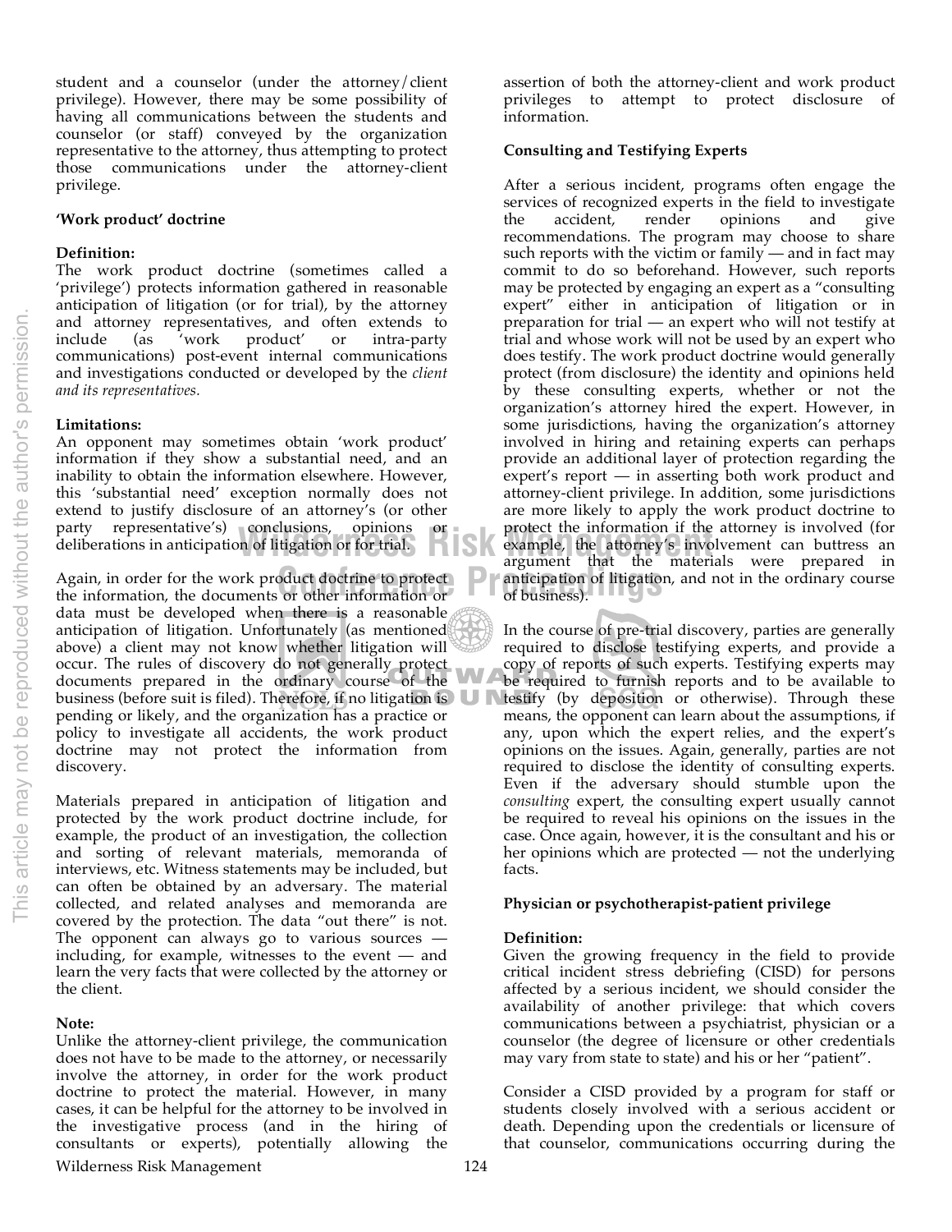student and a counselor (under the attorney/client privilege). However, there may be some possibility of having all communications between the students and counselor (or staff) conveyed by the organization representative to the attorney, thus attempting to protect those communications under the attorney-client privilege.

### 'Work product' doctrine

**Definition:**
The work product doctrine (sometimes called a 'privilege') protects information gathered in reasonable anticipation of litigation (or for trial), by the attorney and attorney representatives, and often extends to include (as 'work product' or intra-party communications) post-event internal communications and investigations conducted or developed by the *client and its representatives.*

**Limitations:**
An opponent may sometimes obtain 'work product' information if they show a substantial need, and an inability to obtain the information elsewhere. However, this 'substantial need' exception normally does not extend to justify disclosure of an attorney's (or other party representative's) conclusions, opinions or deliberations in anticipation of litigation or for trial.

Again, in order for the work product doctrine to protect the information, the documents or other information or data must be developed when there is a reasonable anticipation of litigation. Unfortunately (as mentioned above) a client may not know whether litigation will occur. The rules of discovery do not generally protect documents prepared in the ordinary course of the business (before suit is filed). Therefore, if no litigation is pending or likely, and the organization has a practice or policy to investigate all accidents, the work product doctrine may not protect the information from discovery.

Materials prepared in anticipation of litigation and protected by the work product doctrine include, for example, the product of an investigation, the collection and sorting of relevant materials, memoranda of interviews, etc. Witness statements may be included, but can often be obtained by an adversary. The material collected, and related analyses and memoranda are covered by the protection. The data "out there" is not. The opponent can always go to various sources — including, for example, witnesses to the event — and learn the very facts that were collected by the attorney or the client.

**Note:**
Unlike the attorney-client privilege, the communication does not have to be made to the attorney, or necessarily involve the attorney, in order for the work product doctrine to protect the material. However, in many cases, it can be helpful for the attorney to be involved in the investigative process (and in the hiring of consultants or experts), potentially allowing the assertion of both the attorney-client and work product privileges to attempt to protect disclosure of information.

### Consulting and Testifying Experts

After a serious incident, programs often engage the services of recognized experts in the field to investigate the accident, render opinions and give recommendations. The program may choose to share such reports with the victim or family — and in fact may commit to do so beforehand. However, such reports may be protected by engaging an expert as a "consulting expert" either in anticipation of litigation or in preparation for trial — an expert who will not testify at trial and whose work will not be used by an expert who does testify. The work product doctrine would generally protect (from disclosure) the identity and opinions held by these consulting experts, whether or not the organization's attorney hired the expert. However, in some jurisdictions, having the organization's attorney involved in hiring and retaining experts can perhaps provide an additional layer of protection regarding the expert's report — in asserting both work product and attorney-client privilege. In addition, some jurisdictions are more likely to apply the work product doctrine to protect the information if the attorney is involved (for example, the attorney's involvement can buttress an argument that the materials were prepared in anticipation of litigation, and not in the ordinary course of business).

In the course of pre-trial discovery, parties are generally required to disclose testifying experts, and provide a copy of reports of such experts. Testifying experts may be required to furnish reports and to be available to testify (by deposition or otherwise). Through these means, the opponent can learn about the assumptions, if any, upon which the expert relies, and the expert's opinions on the issues. Again, generally, parties are not required to disclose the identity of consulting experts. Even if the adversary should stumble upon the *consulting* expert, the consulting expert usually cannot be required to reveal his opinions on the issues in the case. Once again, however, it is the consultant and his or her opinions which are protected — not the underlying facts.

### Physician or psychotherapist-patient privilege

**Definition:**
Given the growing frequency in the field to provide critical incident stress debriefing (CISD) for persons affected by a serious incident, we should consider the availability of another privilege: that which covers communications between a psychiatrist, physician or a counselor (the degree of licensure or other credentials may vary from state to state) and his or her "patient".

Consider a CISD provided by a program for staff or students closely involved with a serious accident or death. Depending upon the credentials or licensure of that counselor, communications occurring during the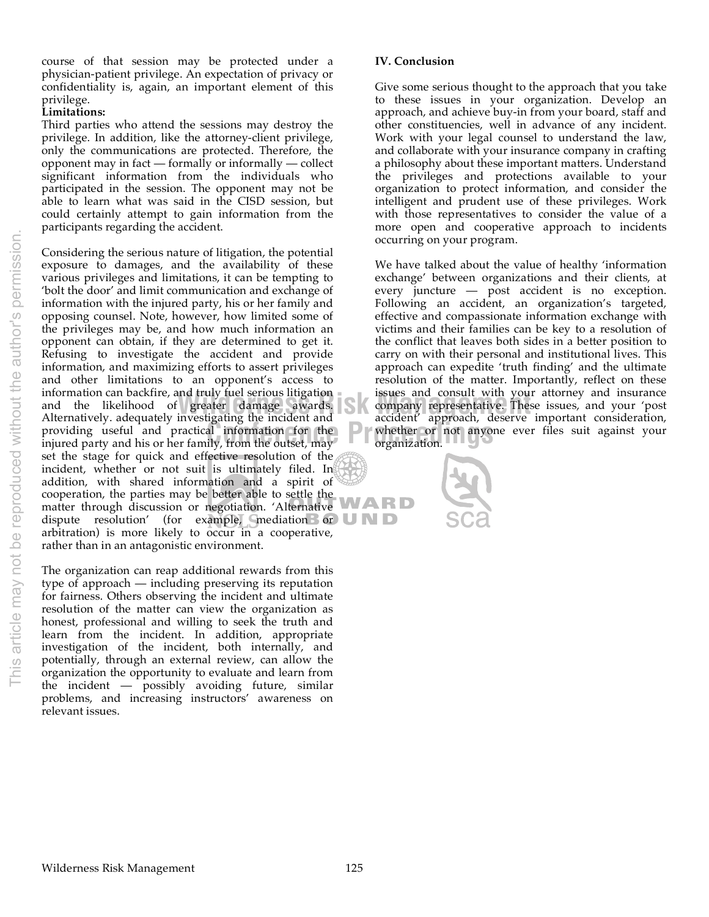course of that session may be protected under a physician-patient privilege. An expectation of privacy or confidentiality is, again, an important element of this privilege.

**Limitations:**

Third parties who attend the sessions may destroy the privilege. In addition, like the attorney-client privilege, only the communications are protected. Therefore, the opponent may in fact — formally or informally — collect significant information from the individuals who participated in the session. The opponent may not be able to learn what was said in the CISD session, but could certainly attempt to gain information from the participants regarding the accident.

Considering the serious nature of litigation, the potential exposure to damages, and the availability of these various privileges and limitations, it can be tempting to 'bolt the door' and limit communication and exchange of information with the injured party, his or her family and opposing counsel. Note, however, how limited some of the privileges may be, and how much information an opponent can obtain, if they are determined to get it. Refusing to investigate the accident and provide information, and maximizing efforts to assert privileges and other limitations to an opponent's access to information can backfire, and truly fuel serious litigation and the likelihood of greater damage awards. Alternatively. adequately investigating the incident and providing useful and practical information for the injured party and his or her family, from the outset, may set the stage for quick and effective resolution of the incident, whether or not suit is ultimately filed. In addition, with shared information and a spirit of cooperation, the parties may be better able to settle the matter through discussion or negotiation. 'Alternative dispute resolution' (for example, mediation or arbitration) is more likely to occur in a cooperative, rather than in an antagonistic environment.

The organization can reap additional rewards from this type of approach — including preserving its reputation for fairness. Others observing the incident and ultimate resolution of the matter can view the organization as honest, professional and willing to seek the truth and learn from the incident. In addition, appropriate investigation of the incident, both internally, and potentially, through an external review, can allow the organization the opportunity to evaluate and learn from the incident — possibly avoiding future, similar problems, and increasing instructors' awareness on relevant issues.

## IV. Conclusion

Give some serious thought to the approach that you take to these issues in your organization. Develop an approach, and achieve buy-in from your board, staff and other constituencies, well in advance of any incident. Work with your legal counsel to understand the law, and collaborate with your insurance company in crafting a philosophy about these important matters. Understand the privileges and protections available to your organization to protect information, and consider the intelligent and prudent use of these privileges. Work with those representatives to consider the value of a more open and cooperative approach to incidents occurring on your program.

We have talked about the value of healthy 'information exchange' between organizations and their clients, at every juncture — post accident is no exception. Following an accident, an organization's targeted, effective and compassionate information exchange with victims and their families can be key to a resolution of the conflict that leaves both sides in a better position to carry on with their personal and institutional lives. This approach can expedite 'truth finding' and the ultimate resolution of the matter. Importantly, reflect on these issues and consult with your attorney and insurance company representative. These issues, and your 'post accident' approach, deserve important consideration, whether or not anyone ever files suit against your organization.